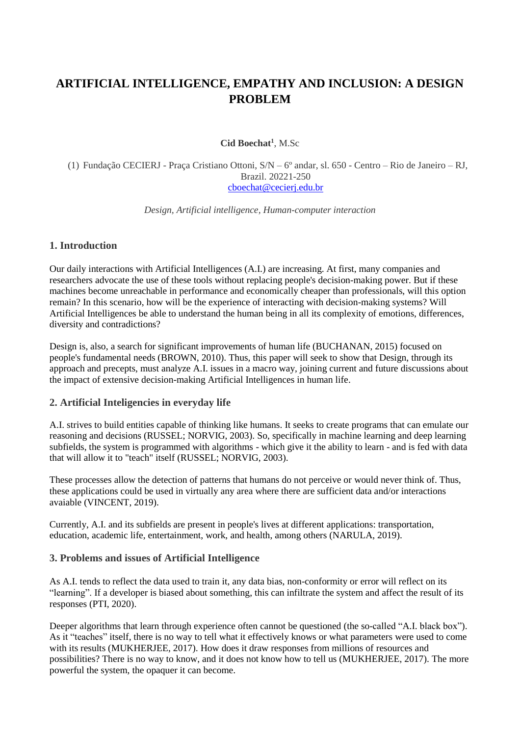# ARTIFICIAL INTELLIGENCE, EMPATHY AND INCLUSION: A DESIGN PROBLEM

**Cid Boechat**[1], M.Sc

(1) Fundação CECIERJ - Praça Cristiano Ottoni, S/N – 6º andar, sl. 650 - Centro – Rio de Janeiro – RJ, Brazil. 20221-250
cboechat@cecierj.edu.br

*Design, Artificial intelligence, Human-computer interaction*

## 1. Introduction

Our daily interactions with Artificial Intelligences (A.I.) are increasing. At first, many companies and researchers advocate the use of these tools without replacing people's decision-making power. But if these machines become unreachable in performance and economically cheaper than professionals, will this option remain? In this scenario, how will be the experience of interacting with decision-making systems? Will Artificial Intelligences be able to understand the human being in all its complexity of emotions, differences, diversity and contradictions?

Design is, also, a search for significant improvements of human life (BUCHANAN, 2015) focused on people's fundamental needs (BROWN, 2010). Thus, this paper will seek to show that Design, through its approach and precepts, must analyze A.I. issues in a macro way, joining current and future discussions about the impact of extensive decision-making Artificial Intelligences in human life.

## 2. Artificial Inteligencies in everyday life

A.I. strives to build entities capable of thinking like humans. It seeks to create programs that can emulate our reasoning and decisions (RUSSEL; NORVIG, 2003). So, specifically in machine learning and deep learning subfields, the system is programmed with algorithms - which give it the ability to learn - and is fed with data that will allow it to "teach" itself (RUSSEL; NORVIG, 2003).

These processes allow the detection of patterns that humans do not perceive or would never think of. Thus, these applications could be used in virtually any area where there are sufficient data and/or interactions avaiable (VINCENT, 2019).

Currently, A.I. and its subfields are present in people's lives at different applications: transportation, education, academic life, entertainment, work, and health, among others (NARULA, 2019).

## 3. Problems and issues of Artificial Intelligence

As A.I. tends to reflect the data used to train it, any data bias, non-conformity or error will reflect on its "learning". If a developer is biased about something, this can infiltrate the system and affect the result of its responses (PTI, 2020).

Deeper algorithms that learn through experience often cannot be questioned (the so-called "A.I. black box"). As it "teaches" itself, there is no way to tell what it effectively knows or what parameters were used to come with its results (MUKHERJEE, 2017). How does it draw responses from millions of resources and possibilities? There is no way to know, and it does not know how to tell us (MUKHERJEE, 2017). The more powerful the system, the opaquer it can become.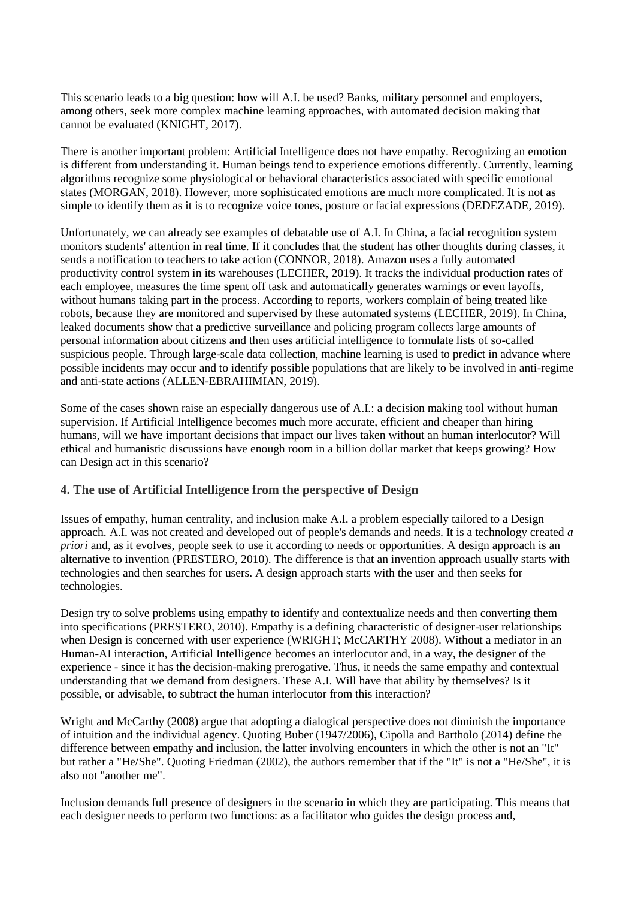This scenario leads to a big question: how will A.I. be used? Banks, military personnel and employers, among others, seek more complex machine learning approaches, with automated decision making that cannot be evaluated (KNIGHT, 2017).

There is another important problem: Artificial Intelligence does not have empathy. Recognizing an emotion is different from understanding it. Human beings tend to experience emotions differently. Currently, learning algorithms recognize some physiological or behavioral characteristics associated with specific emotional states (MORGAN, 2018). However, more sophisticated emotions are much more complicated. It is not as simple to identify them as it is to recognize voice tones, posture or facial expressions (DEDEZADE, 2019).

Unfortunately, we can already see examples of debatable use of A.I. In China, a facial recognition system monitors students' attention in real time. If it concludes that the student has other thoughts during classes, it sends a notification to teachers to take action (CONNOR, 2018). Amazon uses a fully automated productivity control system in its warehouses (LECHER, 2019). It tracks the individual production rates of each employee, measures the time spent off task and automatically generates warnings or even layoffs, without humans taking part in the process. According to reports, workers complain of being treated like robots, because they are monitored and supervised by these automated systems (LECHER, 2019). In China, leaked documents show that a predictive surveillance and policing program collects large amounts of personal information about citizens and then uses artificial intelligence to formulate lists of so-called suspicious people. Through large-scale data collection, machine learning is used to predict in advance where possible incidents may occur and to identify possible populations that are likely to be involved in anti-regime and anti-state actions (ALLEN-EBRAHIMIAN, 2019).

Some of the cases shown raise an especially dangerous use of A.I.: a decision making tool without human supervision. If Artificial Intelligence becomes much more accurate, efficient and cheaper than hiring humans, will we have important decisions that impact our lives taken without an human interlocutor? Will ethical and humanistic discussions have enough room in a billion dollar market that keeps growing? How can Design act in this scenario?

## 4. The use of Artificial Intelligence from the perspective of Design

Issues of empathy, human centrality, and inclusion make A.I. a problem especially tailored to a Design approach. A.I. was not created and developed out of people's demands and needs. It is a technology created *a priori* and, as it evolves, people seek to use it according to needs or opportunities. A design approach is an alternative to invention (PRESTERO, 2010). The difference is that an invention approach usually starts with technologies and then searches for users. A design approach starts with the user and then seeks for technologies.

Design try to solve problems using empathy to identify and contextualize needs and then converting them into specifications (PRESTERO, 2010). Empathy is a defining characteristic of designer-user relationships when Design is concerned with user experience (WRIGHT; McCARTHY 2008). Without a mediator in an Human-AI interaction, Artificial Intelligence becomes an interlocutor and, in a way, the designer of the experience - since it has the decision-making prerogative. Thus, it needs the same empathy and contextual understanding that we demand from designers. These A.I. Will have that ability by themselves? Is it possible, or advisable, to subtract the human interlocutor from this interaction?

Wright and McCarthy (2008) argue that adopting a dialogical perspective does not diminish the importance of intuition and the individual agency. Quoting Buber (1947/2006), Cipolla and Bartholo (2014) define the difference between empathy and inclusion, the latter involving encounters in which the other is not an "It" but rather a "He/She". Quoting Friedman (2002), the authors remember that if the "It" is not a "He/She", it is also not "another me".

Inclusion demands full presence of designers in the scenario in which they are participating. This means that each designer needs to perform two functions: as a facilitator who guides the design process and,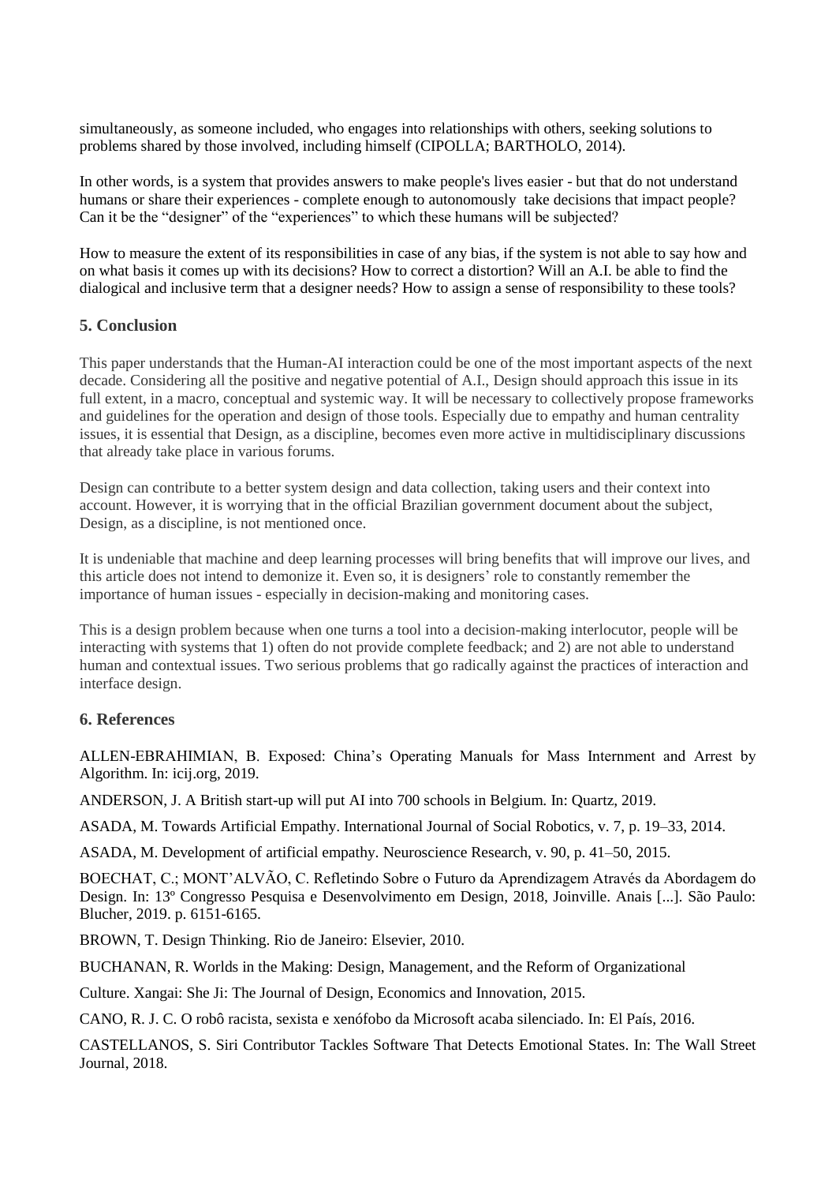simultaneously, as someone included, who engages into relationships with others, seeking solutions to problems shared by those involved, including himself (CIPOLLA; BARTHOLO, 2014).

In other words, is a system that provides answers to make people's lives easier - but that do not understand humans or share their experiences - complete enough to autonomously take decisions that impact people? Can it be the "designer" of the "experiences" to which these humans will be subjected?

How to measure the extent of its responsibilities in case of any bias, if the system is not able to say how and on what basis it comes up with its decisions? How to correct a distortion? Will an A.I. be able to find the dialogical and inclusive term that a designer needs? How to assign a sense of responsibility to these tools?

## 5. Conclusion

This paper understands that the Human-AI interaction could be one of the most important aspects of the next decade. Considering all the positive and negative potential of A.I., Design should approach this issue in its full extent, in a macro, conceptual and systemic way. It will be necessary to collectively propose frameworks and guidelines for the operation and design of those tools. Especially due to empathy and human centrality issues, it is essential that Design, as a discipline, becomes even more active in multidisciplinary discussions that already take place in various forums.

Design can contribute to a better system design and data collection, taking users and their context into account. However, it is worrying that in the official Brazilian government document about the subject, Design, as a discipline, is not mentioned once.

It is undeniable that machine and deep learning processes will bring benefits that will improve our lives, and this article does not intend to demonize it. Even so, it is designers' role to constantly remember the importance of human issues - especially in decision-making and monitoring cases.

This is a design problem because when one turns a tool into a decision-making interlocutor, people will be interacting with systems that 1) often do not provide complete feedback; and 2) are not able to understand human and contextual issues. Two serious problems that go radically against the practices of interaction and interface design.

## 6. References

ALLEN-EBRAHIMIAN, B. Exposed: China's Operating Manuals for Mass Internment and Arrest by Algorithm. In: icij.org, 2019.

ANDERSON, J. A British start-up will put AI into 700 schools in Belgium. In: Quartz, 2019.

ASADA, M. Towards Artificial Empathy. International Journal of Social Robotics, v. 7, p. 19–33, 2014.

ASADA, M. Development of artificial empathy. Neuroscience Research, v. 90, p. 41–50, 2015.

BOECHAT, C.; MONT'ALVÃO, C. Refletindo Sobre o Futuro da Aprendizagem Através da Abordagem do Design. In: 13º Congresso Pesquisa e Desenvolvimento em Design, 2018, Joinville. Anais [...]. São Paulo: Blucher, 2019. p. 6151-6165.

BROWN, T. Design Thinking. Rio de Janeiro: Elsevier, 2010.

BUCHANAN, R. Worlds in the Making: Design, Management, and the Reform of Organizational

Culture. Xangai: She Ji: The Journal of Design, Economics and Innovation, 2015.

CANO, R. J. C. O robô racista, sexista e xenófobo da Microsoft acaba silenciado. In: El País, 2016.

CASTELLANOS, S. Siri Contributor Tackles Software That Detects Emotional States. In: The Wall Street Journal, 2018.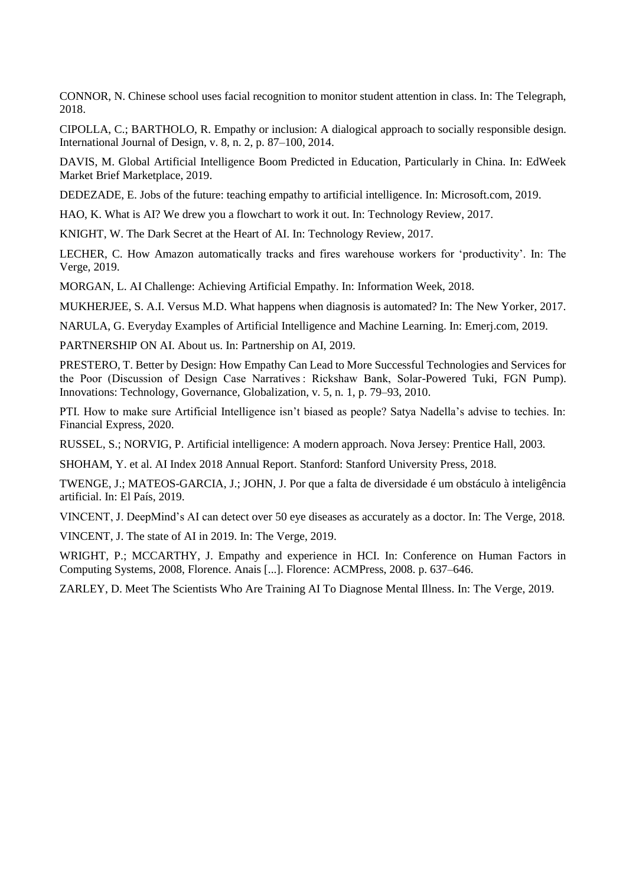CONNOR, N. Chinese school uses facial recognition to monitor student attention in class. In: The Telegraph, 2018.

CIPOLLA, C.; BARTHOLO, R. Empathy or inclusion: A dialogical approach to socially responsible design. International Journal of Design, v. 8, n. 2, p. 87–100, 2014.

DAVIS, M. Global Artificial Intelligence Boom Predicted in Education, Particularly in China. In: EdWeek Market Brief Marketplace, 2019.

DEDEZADE, E. Jobs of the future: teaching empathy to artificial intelligence. In: Microsoft.com, 2019.

HAO, K. What is AI? We drew you a flowchart to work it out. In: Technology Review, 2017.

KNIGHT, W. The Dark Secret at the Heart of AI. In: Technology Review, 2017.

LECHER, C. How Amazon automatically tracks and fires warehouse workers for 'productivity'. In: The Verge, 2019.

MORGAN, L. AI Challenge: Achieving Artificial Empathy. In: Information Week, 2018.

MUKHERJEE, S. A.I. Versus M.D. What happens when diagnosis is automated? In: The New Yorker, 2017.

NARULA, G. Everyday Examples of Artificial Intelligence and Machine Learning. In: Emerj.com, 2019.

PARTNERSHIP ON AI. About us. In: Partnership on AI, 2019.

PRESTERO, T. Better by Design: How Empathy Can Lead to More Successful Technologies and Services for the Poor (Discussion of Design Case Narratives : Rickshaw Bank, Solar-Powered Tuki, FGN Pump). Innovations: Technology, Governance, Globalization, v. 5, n. 1, p. 79–93, 2010.

PTI. How to make sure Artificial Intelligence isn't biased as people? Satya Nadella's advise to techies. In: Financial Express, 2020.

RUSSEL, S.; NORVIG, P. Artificial intelligence: A modern approach. Nova Jersey: Prentice Hall, 2003.

SHOHAM, Y. et al. AI Index 2018 Annual Report. Stanford: Stanford University Press, 2018.

TWENGE, J.; MATEOS-GARCIA, J.; JOHN, J. Por que a falta de diversidade é um obstáculo à inteligência artificial. In: El País, 2019.

VINCENT, J. DeepMind's AI can detect over 50 eye diseases as accurately as a doctor. In: The Verge, 2018.

VINCENT, J. The state of AI in 2019. In: The Verge, 2019.

WRIGHT, P.; MCCARTHY, J. Empathy and experience in HCI. In: Conference on Human Factors in Computing Systems, 2008, Florence. Anais [...]. Florence: ACMPress, 2008. p. 637–646.

ZARLEY, D. Meet The Scientists Who Are Training AI To Diagnose Mental Illness. In: The Verge, 2019.